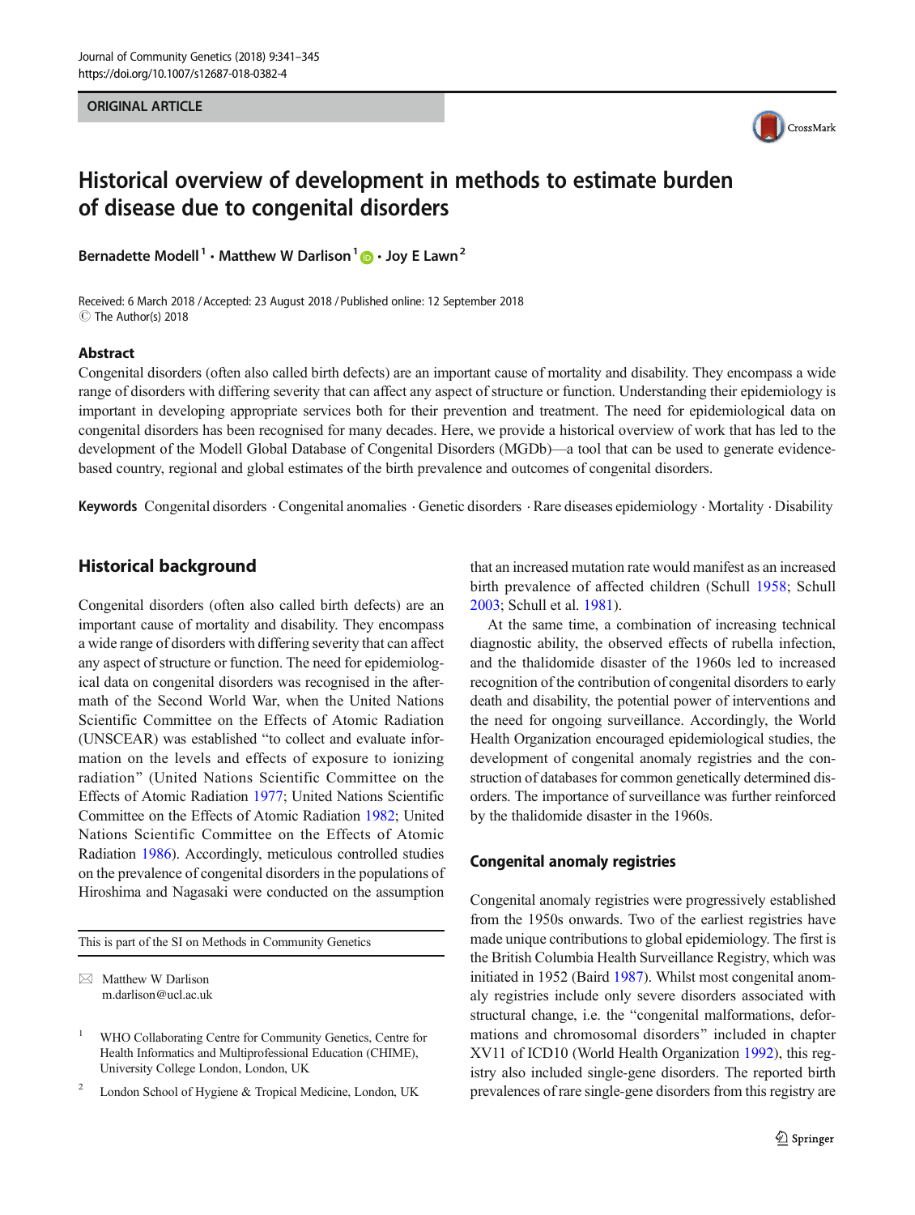ORIGINAL ARTICLE

# Historical overview of development in methods to estimate burden of disease due to congenital disorders

**Bernadette Modell**[1] · **Matthew W Darlison**[1] · **Joy E Lawn**[2]

Received: 6 March 2018 / Accepted: 23 August 2018 / Published online: 12 September 2018
© The Author(s) 2018

## Abstract

Congenital disorders (often also called birth defects) are an important cause of mortality and disability. They encompass a wide range of disorders with differing severity that can affect any aspect of structure or function. Understanding their epidemiology is important in developing appropriate services both for their prevention and treatment. The need for epidemiological data on congenital disorders has been recognised for many decades. Here, we provide a historical overview of work that has led to the development of the Modell Global Database of Congenital Disorders (MGDb)—a tool that can be used to generate evidence-based country, regional and global estimates of the birth prevalence and outcomes of congenital disorders.

**Keywords** Congenital disorders · Congenital anomalies · Genetic disorders · Rare diseases epidemiology · Mortality · Disability

## Historical background

Congenital disorders (often also called birth defects) are an important cause of mortality and disability. They encompass a wide range of disorders with differing severity that can affect any aspect of structure or function. The need for epidemiological data on congenital disorders was recognised in the aftermath of the Second World War, when the United Nations Scientific Committee on the Effects of Atomic Radiation (UNSCEAR) was established "to collect and evaluate information on the levels and effects of exposure to ionizing radiation" (United Nations Scientific Committee on the Effects of Atomic Radiation 1977; United Nations Scientific Committee on the Effects of Atomic Radiation 1982; United Nations Scientific Committee on the Effects of Atomic Radiation 1986). Accordingly, meticulous controlled studies on the prevalence of congenital disorders in the populations of Hiroshima and Nagasaki were conducted on the assumption that an increased mutation rate would manifest as an increased birth prevalence of affected children (Schull 1958; Schull 2003; Schull et al. 1981).

At the same time, a combination of increasing technical diagnostic ability, the observed effects of rubella infection, and the thalidomide disaster of the 1960s led to increased recognition of the contribution of congenital disorders to early death and disability, the potential power of interventions and the need for ongoing surveillance. Accordingly, the World Health Organization encouraged epidemiological studies, the development of congenital anomaly registries and the construction of databases for common genetically determined disorders. The importance of surveillance was further reinforced by the thalidomide disaster in the 1960s.

### Congenital anomaly registries

Congenital anomaly registries were progressively established from the 1950s onwards. Two of the earliest registries have made unique contributions to global epidemiology. The first is the British Columbia Health Surveillance Registry, which was initiated in 1952 (Baird 1987). Whilst most congenital anomaly registries include only severe disorders associated with structural change, i.e. the "congenital malformations, deformations and chromosomal disorders" included in chapter XV11 of ICD10 (World Health Organization 1992), this registry also included single-gene disorders. The reported birth prevalences of rare single-gene disorders from this registry are

This is part of the SI on Methods in Community Genetics

✉ Matthew W Darlison
m.darlison@ucl.ac.uk

[1] WHO Collaborating Centre for Community Genetics, Centre for Health Informatics and Multiprofessional Education (CHIME), University College London, London, UK

[2] London School of Hygiene & Tropical Medicine, London, UK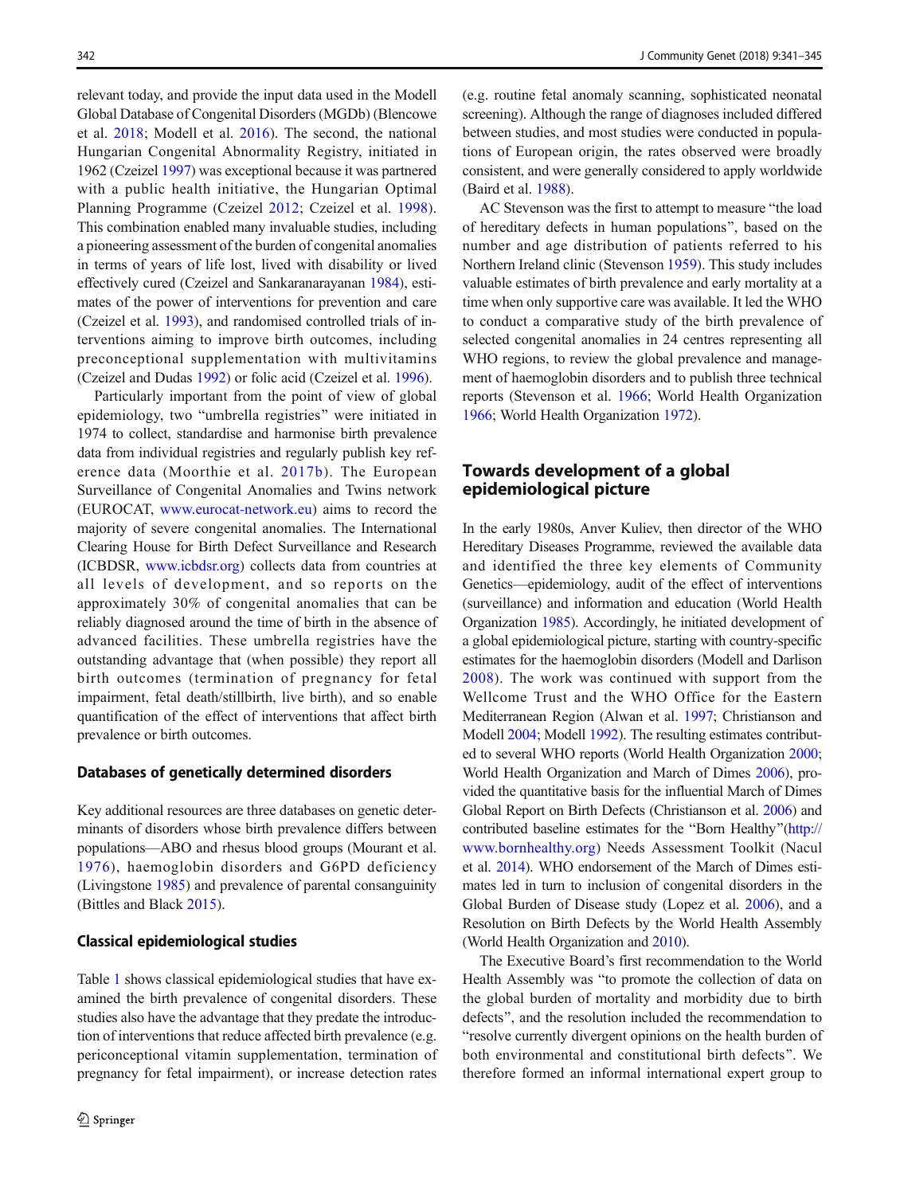relevant today, and provide the input data used in the Modell Global Database of Congenital Disorders (MGDb) (Blencowe et al. 2018; Modell et al. 2016). The second, the national Hungarian Congenital Abnormality Registry, initiated in 1962 (Czeizel 1997) was exceptional because it was partnered with a public health initiative, the Hungarian Optimal Planning Programme (Czeizel 2012; Czeizel et al. 1998). This combination enabled many invaluable studies, including a pioneering assessment of the burden of congenital anomalies in terms of years of life lost, lived with disability or lived effectively cured (Czeizel and Sankaranarayanan 1984), estimates of the power of interventions for prevention and care (Czeizel et al. 1993), and randomised controlled trials of interventions aiming to improve birth outcomes, including preconceptional supplementation with multivitamins (Czeizel and Dudas 1992) or folic acid (Czeizel et al. 1996).

Particularly important from the point of view of global epidemiology, two "umbrella registries" were initiated in 1974 to collect, standardise and harmonise birth prevalence data from individual registries and regularly publish key reference data (Moorthie et al. 2017b). The European Surveillance of Congenital Anomalies and Twins network (EUROCAT, www.eurocat-network.eu) aims to record the majority of severe congenital anomalies. The International Clearing House for Birth Defect Surveillance and Research (ICBDSR, www.icbdsr.org) collects data from countries at all levels of development, and so reports on the approximately 30% of congenital anomalies that can be reliably diagnosed around the time of birth in the absence of advanced facilities. These umbrella registries have the outstanding advantage that (when possible) they report all birth outcomes (termination of pregnancy for fetal impairment, fetal death/stillbirth, live birth), and so enable quantification of the effect of interventions that affect birth prevalence or birth outcomes.

### Databases of genetically determined disorders

Key additional resources are three databases on genetic determinants of disorders whose birth prevalence differs between populations—ABO and rhesus blood groups (Mourant et al. 1976), haemoglobin disorders and G6PD deficiency (Livingstone 1985) and prevalence of parental consanguinity (Bittles and Black 2015).

### Classical epidemiological studies

Table 1 shows classical epidemiological studies that have examined the birth prevalence of congenital disorders. These studies also have the advantage that they predate the introduction of interventions that reduce affected birth prevalence (e.g. periconceptional vitamin supplementation, termination of pregnancy for fetal impairment), or increase detection rates (e.g. routine fetal anomaly scanning, sophisticated neonatal screening). Although the range of diagnoses included differed between studies, and most studies were conducted in populations of European origin, the rates observed were broadly consistent, and were generally considered to apply worldwide (Baird et al. 1988).

AC Stevenson was the first to attempt to measure "the load of hereditary defects in human populations", based on the number and age distribution of patients referred to his Northern Ireland clinic (Stevenson 1959). This study includes valuable estimates of birth prevalence and early mortality at a time when only supportive care was available. It led the WHO to conduct a comparative study of the birth prevalence of selected congenital anomalies in 24 centres representing all WHO regions, to review the global prevalence and management of haemoglobin disorders and to publish three technical reports (Stevenson et al. 1966; World Health Organization 1966; World Health Organization 1972).

## Towards development of a global epidemiological picture

In the early 1980s, Anver Kuliev, then director of the WHO Hereditary Diseases Programme, reviewed the available data and identified the three key elements of Community Genetics—epidemiology, audit of the effect of interventions (surveillance) and information and education (World Health Organization 1985). Accordingly, he initiated development of a global epidemiological picture, starting with country-specific estimates for the haemoglobin disorders (Modell and Darlison 2008). The work was continued with support from the Wellcome Trust and the WHO Office for the Eastern Mediterranean Region (Alwan et al. 1997; Christianson and Modell 2004; Modell 1992). The resulting estimates contributed to several WHO reports (World Health Organization 2000; World Health Organization and March of Dimes 2006), provided the quantitative basis for the influential March of Dimes Global Report on Birth Defects (Christianson et al. 2006) and contributed baseline estimates for the "Born Healthy"(http://www.bornhealthy.org) Needs Assessment Toolkit (Nacul et al. 2014). WHO endorsement of the March of Dimes estimates led in turn to inclusion of congenital disorders in the Global Burden of Disease study (Lopez et al. 2006), and a Resolution on Birth Defects by the World Health Assembly (World Health Organization and 2010).

The Executive Board's first recommendation to the World Health Assembly was "to promote the collection of data on the global burden of mortality and morbidity due to birth defects", and the resolution included the recommendation to "resolve currently divergent opinions on the health burden of both environmental and constitutional birth defects". We therefore formed an informal international expert group to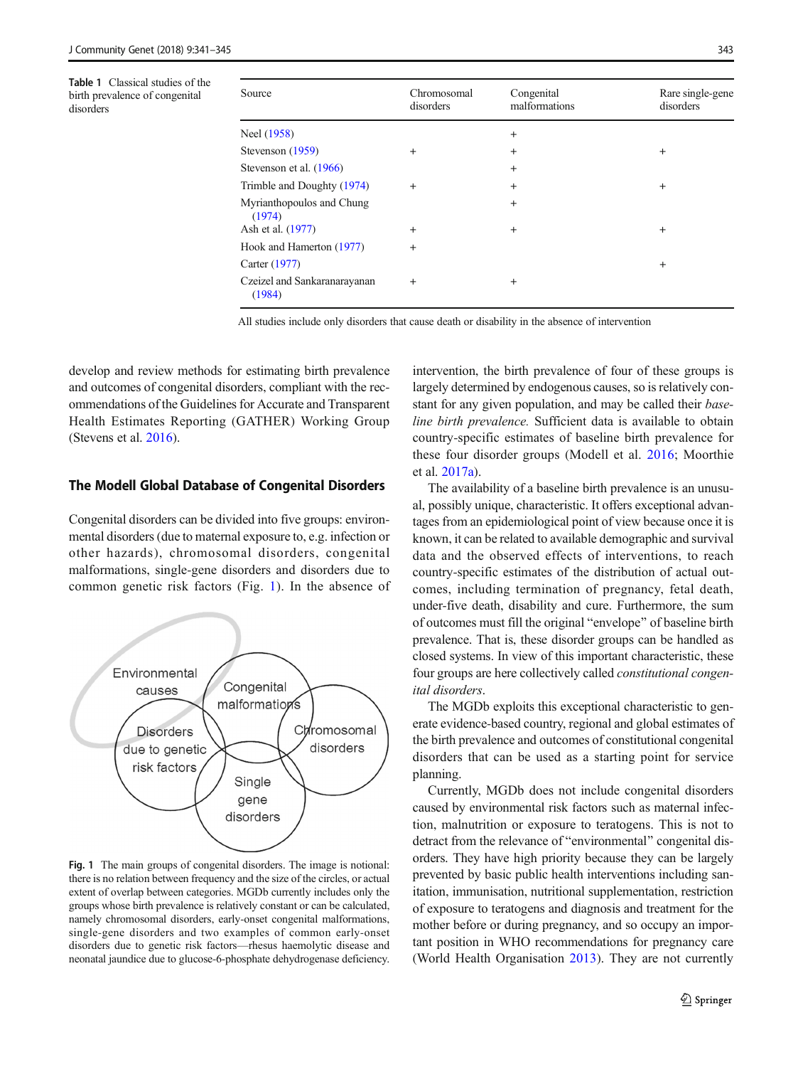**Table 1** Classical studies of the birth prevalence of congenital disorders

| Source | Chromosomal disorders | Congenital malformations | Rare single-gene disorders |
|---|---|---|---|
| Neel (1958) | | + | |
| Stevenson (1959) | + | + | + |
| Stevenson et al. (1966) | | + | |
| Trimble and Doughty (1974) | + | + | + |
| Myrianthopoulos and Chung (1974) | | + | |
| Ash et al. (1977) | + | + | + |
| Hook and Hamerton (1977) | + | | |
| Carter (1977) | | | + |
| Czeizel and Sankaranarayanan (1984) | + | + | |

All studies include only disorders that cause death or disability in the absence of intervention

develop and review methods for estimating birth prevalence and outcomes of congenital disorders, compliant with the recommendations of the Guidelines for Accurate and Transparent Health Estimates Reporting (GATHER) Working Group (Stevens et al. 2016).

## The Modell Global Database of Congenital Disorders

Congenital disorders can be divided into five groups: environmental disorders (due to maternal exposure to, e.g. infection or other hazards), chromosomal disorders, congenital malformations, single-gene disorders and disorders due to common genetic risk factors (Fig. 1). In the absence of intervention, the birth prevalence of four of these groups is largely determined by endogenous causes, so is relatively constant for any given population, and may be called their *baseline birth prevalence.* Sufficient data is available to obtain country-specific estimates of baseline birth prevalence for these four disorder groups (Modell et al. 2016; Moorthie et al. 2017a).

Environmental causes

Congenital malformations

Disorders due to genetic risk factors

Chromosomal disorders

Single gene disorders

**Fig. 1** The main groups of congenital disorders. The image is notional: there is no relation between frequency and the size of the circles, or actual extent of overlap between categories. MGDb currently includes only the groups whose birth prevalence is relatively constant or can be calculated, namely chromosomal disorders, early-onset congenital malformations, single-gene disorders and two examples of common early-onset disorders due to genetic risk factors—rhesus haemolytic disease and neonatal jaundice due to glucose-6-phosphate dehydrogenase deficiency.

The availability of a baseline birth prevalence is an unusual, possibly unique, characteristic. It offers exceptional advantages from an epidemiological point of view because once it is known, it can be related to available demographic and survival data and the observed effects of interventions, to reach country-specific estimates of the distribution of actual outcomes, including termination of pregnancy, fetal death, under-five death, disability and cure. Furthermore, the sum of outcomes must fill the original "envelope" of baseline birth prevalence. That is, these disorder groups can be handled as closed systems. In view of this important characteristic, these four groups are here collectively called *constitutional congenital disorders*.

The MGDb exploits this exceptional characteristic to generate evidence-based country, regional and global estimates of the birth prevalence and outcomes of constitutional congenital disorders that can be used as a starting point for service planning.

Currently, MGDb does not include congenital disorders caused by environmental risk factors such as maternal infection, malnutrition or exposure to teratogens. This is not to detract from the relevance of "environmental" congenital disorders. They have high priority because they can be largely prevented by basic public health interventions including sanitation, immunisation, nutritional supplementation, restriction of exposure to teratogens and diagnosis and treatment for the mother before or during pregnancy, and so occupy an important position in WHO recommendations for pregnancy care (World Health Organisation 2013). They are not currently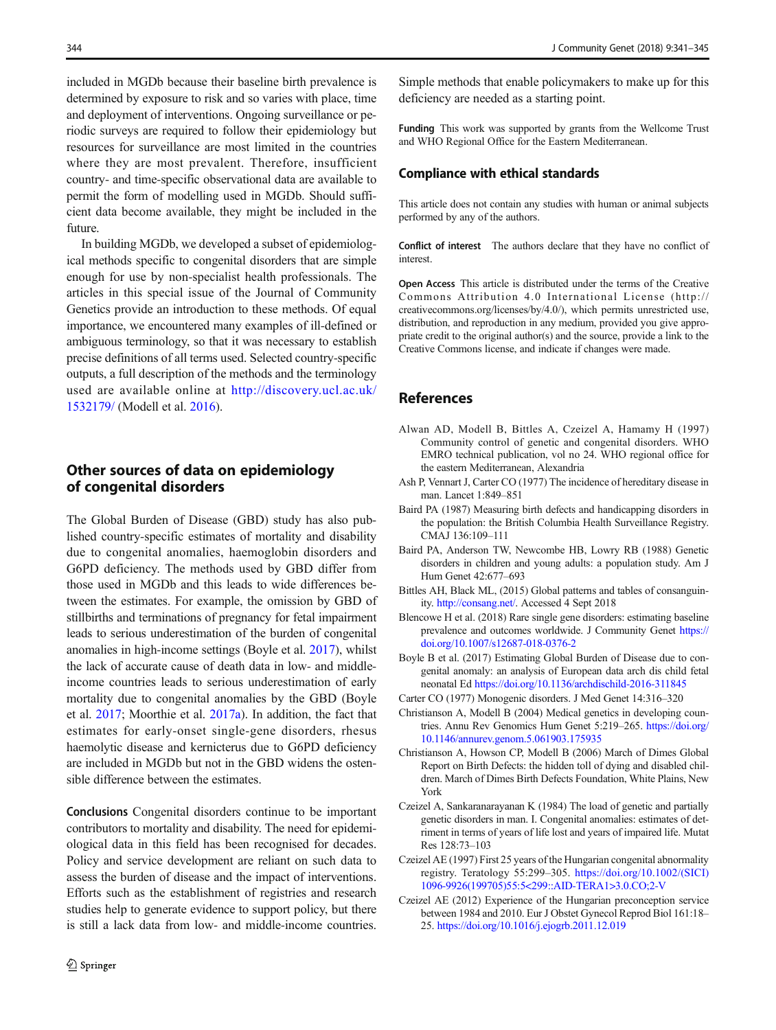included in MGDb because their baseline birth prevalence is determined by exposure to risk and so varies with place, time and deployment of interventions. Ongoing surveillance or periodic surveys are required to follow their epidemiology but resources for surveillance are most limited in the countries where they are most prevalent. Therefore, insufficient country- and time-specific observational data are available to permit the form of modelling used in MGDb. Should sufficient data become available, they might be included in the future.

In building MGDb, we developed a subset of epidemiological methods specific to congenital disorders that are simple enough for use by non-specialist health professionals. The articles in this special issue of the Journal of Community Genetics provide an introduction to these methods. Of equal importance, we encountered many examples of ill-defined or ambiguous terminology, so that it was necessary to establish precise definitions of all terms used. Selected country-specific outputs, a full description of the methods and the terminology used are available online at http://discovery.ucl.ac.uk/1532179/ (Modell et al. 2016).

## Other sources of data on epidemiology of congenital disorders

The Global Burden of Disease (GBD) study has also published country-specific estimates of mortality and disability due to congenital anomalies, haemoglobin disorders and G6PD deficiency. The methods used by GBD differ from those used in MGDb and this leads to wide differences between the estimates. For example, the omission by GBD of stillbirths and terminations of pregnancy for fetal impairment leads to serious underestimation of the burden of congenital anomalies in high-income settings (Boyle et al. 2017), whilst the lack of accurate cause of death data in low- and middle-income countries leads to serious underestimation of early mortality due to congenital anomalies by the GBD (Boyle et al. 2017; Moorthie et al. 2017a). In addition, the fact that estimates for early-onset single-gene disorders, rhesus haemolytic disease and kernicterus due to G6PD deficiency are included in MGDb but not in the GBD widens the ostensible difference between the estimates.

**Conclusions** Congenital disorders continue to be important contributors to mortality and disability. The need for epidemiological data in this field has been recognised for decades. Policy and service development are reliant on such data to assess the burden of disease and the impact of interventions. Efforts such as the establishment of registries and research studies help to generate evidence to support policy, but there is still a lack data from low- and middle-income countries. Simple methods that enable policymakers to make up for this deficiency are needed as a starting point.

**Funding** This work was supported by grants from the Wellcome Trust and WHO Regional Office for the Eastern Mediterranean.

## Compliance with ethical standards

This article does not contain any studies with human or animal subjects performed by any of the authors.

**Conflict of interest** The authors declare that they have no conflict of interest.

**Open Access** This article is distributed under the terms of the Creative Commons Attribution 4.0 International License (http://creativecommons.org/licenses/by/4.0/), which permits unrestricted use, distribution, and reproduction in any medium, provided you give appropriate credit to the original author(s) and the source, provide a link to the Creative Commons license, and indicate if changes were made.

## References

Alwan AD, Modell B, Bittles A, Czeizel A, Hamamy H (1997) Community control of genetic and congenital disorders. WHO EMRO technical publication, vol no 24. WHO regional office for the eastern Mediterranean, Alexandria

Ash P, Vennart J, Carter CO (1977) The incidence of hereditary disease in man. Lancet 1:849–851

Baird PA (1987) Measuring birth defects and handicapping disorders in the population: the British Columbia Health Surveillance Registry. CMAJ 136:109–111

Baird PA, Anderson TW, Newcombe HB, Lowry RB (1988) Genetic disorders in children and young adults: a population study. Am J Hum Genet 42:677–693

Bittles AH, Black ML, (2015) Global patterns and tables of consanguinity. http://consang.net/. Accessed 4 Sept 2018

Blencowe H et al. (2018) Rare single gene disorders: estimating baseline prevalence and outcomes worldwide. J Community Genet https://doi.org/10.1007/s12687-018-0376-2

Boyle B et al. (2017) Estimating Global Burden of Disease due to congenital anomaly: an analysis of European data arch dis child fetal neonatal Ed https://doi.org/10.1136/archdischild-2016-311845

Carter CO (1977) Monogenic disorders. J Med Genet 14:316–320

Christianson A, Modell B (2004) Medical genetics in developing countries. Annu Rev Genomics Hum Genet 5:219–265. https://doi.org/10.1146/annurev.genom.5.061903.175935

Christianson A, Howson CP, Modell B (2006) March of Dimes Global Report on Birth Defects: the hidden toll of dying and disabled children. March of Dimes Birth Defects Foundation, White Plains, New York

Czeizel A, Sankaranarayanan K (1984) The load of genetic and partially genetic disorders in man. I. Congenital anomalies: estimates of detriment in terms of years of life lost and years of impaired life. Mutat Res 128:73–103

Czeizel AE (1997) First 25 years of the Hungarian congenital abnormality registry. Teratology 55:299–305. https://doi.org/10.1002/(SICI)1096-9926(199705)55:5<299::AID-TERA1>3.0.CO;2-V

Czeizel AE (2012) Experience of the Hungarian preconception service between 1984 and 2010. Eur J Obstet Gynecol Reprod Biol 161:18–25. https://doi.org/10.1016/j.ejogrb.2011.12.019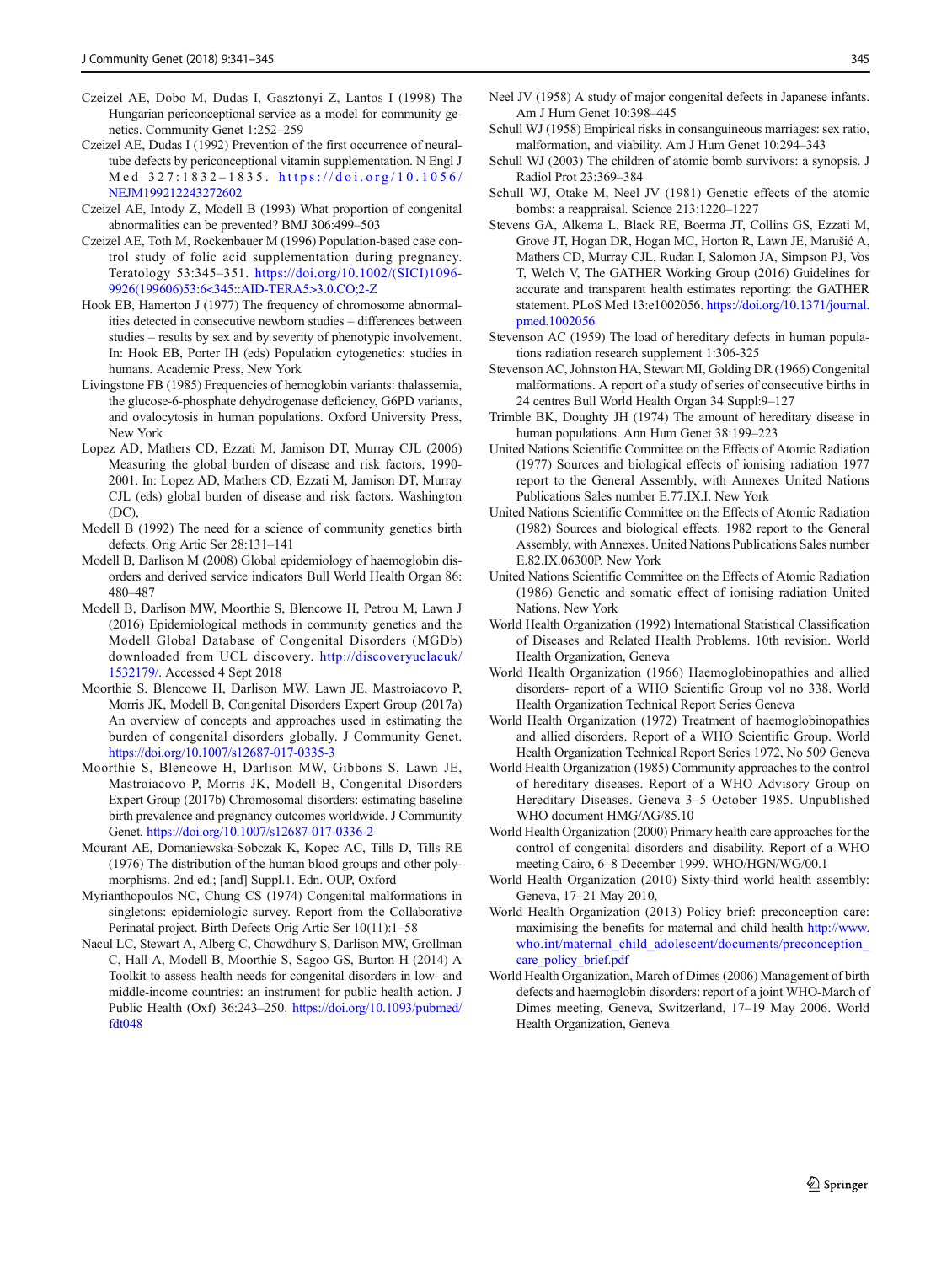Czeizel AE, Dobo M, Dudas I, Gasztonyi Z, Lantos I (1998) The Hungarian periconceptional service as a model for community genetics. Community Genet 1:252–259

Czeizel AE, Dudas I (1992) Prevention of the first occurrence of neural-tube defects by periconceptional vitamin supplementation. N Engl J Med 327:1832–1835. https://doi.org/10.1056/NEJM199212243272602

Czeizel AE, Intody Z, Modell B (1993) What proportion of congenital abnormalities can be prevented? BMJ 306:499–503

Czeizel AE, Toth M, Rockenbauer M (1996) Population-based case control study of folic acid supplementation during pregnancy. Teratology 53:345–351. https://doi.org/10.1002/(SICI)1096-9926(199606)53:6<345::AID-TERA5>3.0.CO;2-Z

Hook EB, Hamerton J (1977) The frequency of chromosome abnormalities detected in consecutive newborn studies – differences between studies – results by sex and by severity of phenotypic involvement. In: Hook EB, Porter IH (eds) Population cytogenetics: studies in humans. Academic Press, New York

Livingstone FB (1985) Frequencies of hemoglobin variants: thalassemia, the glucose-6-phosphate dehydrogenase deficiency, G6PD variants, and ovalocytosis in human populations. Oxford University Press, New York

Lopez AD, Mathers CD, Ezzati M, Jamison DT, Murray CJL (2006) Measuring the global burden of disease and risk factors, 1990-2001. In: Lopez AD, Mathers CD, Ezzati M, Jamison DT, Murray CJL (eds) global burden of disease and risk factors. Washington (DC),

Modell B (1992) The need for a science of community genetics birth defects. Orig Artic Ser 28:131–141

Modell B, Darlison M (2008) Global epidemiology of haemoglobin disorders and derived service indicators Bull World Health Organ 86: 480–487

Modell B, Darlison MW, Moorthie S, Blencowe H, Petrou M, Lawn J (2016) Epidemiological methods in community genetics and the Modell Global Database of Congenital Disorders (MGDb) downloaded from UCL discovery. http://discoveryuclacuk/1532179/. Accessed 4 Sept 2018

Moorthie S, Blencowe H, Darlison MW, Lawn JE, Mastroiacovo P, Morris JK, Modell B, Congenital Disorders Expert Group (2017a) An overview of concepts and approaches used in estimating the burden of congenital disorders globally. J Community Genet. https://doi.org/10.1007/s12687-017-0335-3

Moorthie S, Blencowe H, Darlison MW, Gibbons S, Lawn JE, Mastroiacovo P, Morris JK, Modell B, Congenital Disorders Expert Group (2017b) Chromosomal disorders: estimating baseline birth prevalence and pregnancy outcomes worldwide. J Community Genet. https://doi.org/10.1007/s12687-017-0336-2

Mourant AE, Domaniewska-Sobczak K, Kopec AC, Tills D, Tills RE (1976) The distribution of the human blood groups and other polymorphisms. 2nd ed.; [and] Suppl.1. Edn. OUP, Oxford

Myrianthopoulos NC, Chung CS (1974) Congenital malformations in singletons: epidemiologic survey. Report from the Collaborative Perinatal project. Birth Defects Orig Artic Ser 10(11):1–58

Nacul LC, Stewart A, Alberg C, Chowdhury S, Darlison MW, Grollman C, Hall A, Modell B, Moorthie S, Sagoo GS, Burton H (2014) A Toolkit to assess health needs for congenital disorders in low- and middle-income countries: an instrument for public health action. J Public Health (Oxf) 36:243–250. https://doi.org/10.1093/pubmed/fdt048

Neel JV (1958) A study of major congenital defects in Japanese infants. Am J Hum Genet 10:398–445

Schull WJ (1958) Empirical risks in consanguineous marriages: sex ratio, malformation, and viability. Am J Hum Genet 10:294–343

Schull WJ (2003) The children of atomic bomb survivors: a synopsis. J Radiol Prot 23:369–384

Schull WJ, Otake M, Neel JV (1981) Genetic effects of the atomic bombs: a reappraisal. Science 213:1220–1227

Stevens GA, Alkema L, Black RE, Boerma JT, Collins GS, Ezzati M, Grove JT, Hogan DR, Hogan MC, Horton R, Lawn JE, Marušić A, Mathers CD, Murray CJL, Rudan I, Salomon JA, Simpson PJ, Vos T, Welch V, The GATHER Working Group (2016) Guidelines for accurate and transparent health estimates reporting: the GATHER statement. PLoS Med 13:e1002056. https://doi.org/10.1371/journal.pmed.1002056

Stevenson AC (1959) The load of hereditary defects in human populations radiation research supplement 1:306-325

Stevenson AC, Johnston HA, Stewart MI, Golding DR (1966) Congenital malformations. A report of a study of series of consecutive births in 24 centres Bull World Health Organ 34 Suppl:9–127

Trimble BK, Doughty JH (1974) The amount of hereditary disease in human populations. Ann Hum Genet 38:199–223

United Nations Scientific Committee on the Effects of Atomic Radiation (1977) Sources and biological effects of ionising radiation 1977 report to the General Assembly, with Annexes United Nations Publications Sales number E.77.IX.I. New York

United Nations Scientific Committee on the Effects of Atomic Radiation (1982) Sources and biological effects. 1982 report to the General Assembly, with Annexes. United Nations Publications Sales number E.82.IX.06300P. New York

United Nations Scientific Committee on the Effects of Atomic Radiation (1986) Genetic and somatic effect of ionising radiation United Nations, New York

World Health Organization (1992) International Statistical Classification of Diseases and Related Health Problems. 10th revision. World Health Organization, Geneva

World Health Organization (1966) Haemoglobinopathies and allied disorders- report of a WHO Scientific Group vol no 338. World Health Organization Technical Report Series Geneva

World Health Organization (1972) Treatment of haemoglobinopathies and allied disorders. Report of a WHO Scientific Group. World Health Organization Technical Report Series 1972, No 509 Geneva

World Health Organization (1985) Community approaches to the control of hereditary diseases. Report of a WHO Advisory Group on Hereditary Diseases. Geneva 3–5 October 1985. Unpublished WHO document HMG/AG/85.10

World Health Organization (2000) Primary health care approaches for the control of congenital disorders and disability. Report of a WHO meeting Cairo, 6–8 December 1999. WHO/HGN/WG/00.1

World Health Organization (2010) Sixty-third world health assembly: Geneva, 17–21 May 2010,

World Health Organization (2013) Policy brief: preconception care: maximising the benefits for maternal and child health http://www.who.int/maternal_child_adolescent/documents/preconception_care_policy_brief.pdf

World Health Organization, March of Dimes (2006) Management of birth defects and haemoglobin disorders: report of a joint WHO-March of Dimes meeting, Geneva, Switzerland, 17–19 May 2006. World Health Organization, Geneva